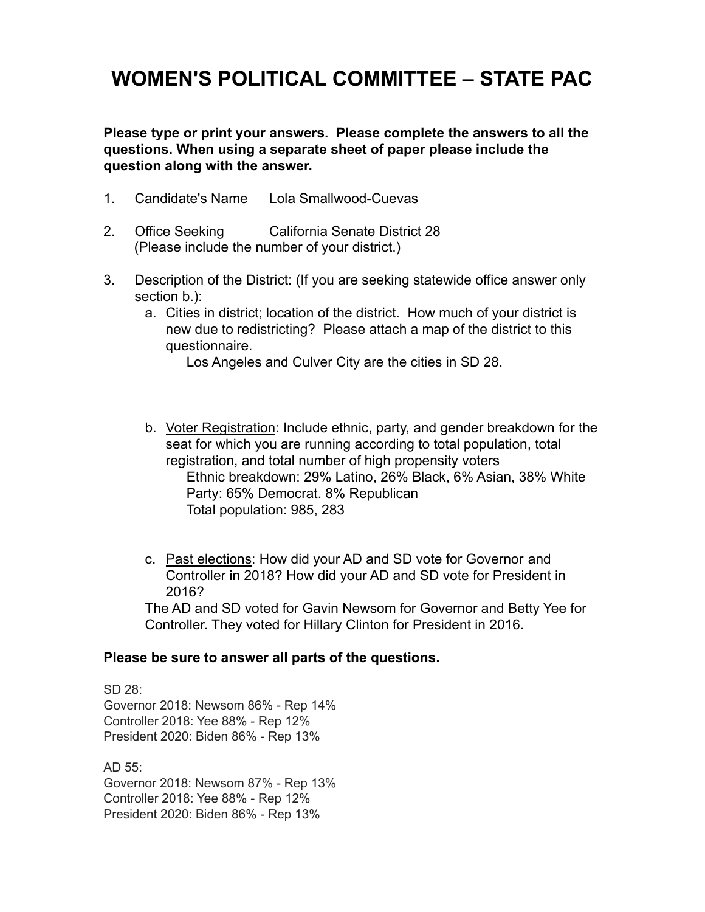# WOMEN'S POLITICAL COMMITTEE – STATE PAC

**Please type or print your answers. Please complete the answers to all the questions. When using a separate sheet of paper please include the question along with the answer.**

1. Candidate's Name Lola Smallwood-Cuevas

2. Office Seeking California Senate District 28
   (Please include the number of your district.)

3. Description of the District: (If you are seeking statewide office answer only section b.):
   a. Cities in district; location of the district. How much of your district is new due to redistricting? Please attach a map of the district to this questionnaire.
      Los Angeles and Culver City are the cities in SD 28.

   b. <u>Voter Registration</u>: Include ethnic, party, and gender breakdown for the seat for which you are running according to total population, total registration, and total number of high propensity voters
      Ethnic breakdown: 29% Latino, 26% Black, 6% Asian, 38% White
      Party: 65% Democrat. 8% Republican
      Total population: 985, 283

   c. <u>Past elections</u>: How did your AD and SD vote for Governor and Controller in 2018? How did your AD and SD vote for President in 2016?
   The AD and SD voted for Gavin Newsom for Governor and Betty Yee for Controller. They voted for Hillary Clinton for President in 2016.

**Please be sure to answer all parts of the questions.**

SD 28:
Governor 2018: Newsom 86% - Rep 14%
Controller 2018: Yee 88% - Rep 12%
President 2020: Biden 86% - Rep 13%

AD 55:
Governor 2018: Newsom 87% - Rep 13%
Controller 2018: Yee 88% - Rep 12%
President 2020: Biden 86% - Rep 13%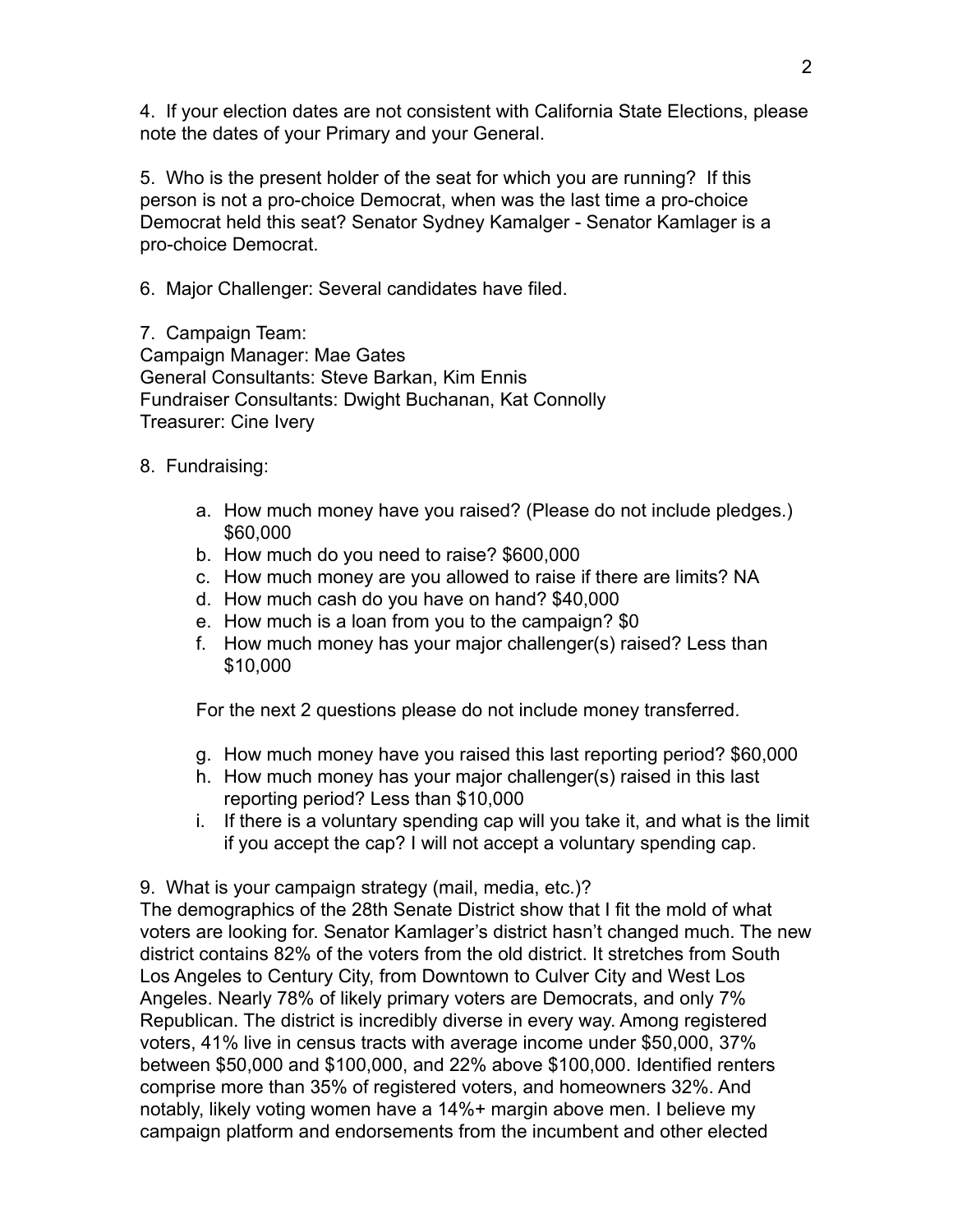4. If your election dates are not consistent with California State Elections, please note the dates of your Primary and your General.

5. Who is the present holder of the seat for which you are running? If this person is not a pro-choice Democrat, when was the last time a pro-choice Democrat held this seat? Senator Sydney Kamalger - Senator Kamlager is a pro-choice Democrat.

6. Major Challenger: Several candidates have filed.

7. Campaign Team:
Campaign Manager: Mae Gates
General Consultants: Steve Barkan, Kim Ennis
Fundraiser Consultants: Dwight Buchanan, Kat Connolly
Treasurer: Cine Ivery

8. Fundraising:

   a. How much money have you raised? (Please do not include pledges.) $60,000
   b. How much do you need to raise? $600,000
   c. How much money are you allowed to raise if there are limits? NA
   d. How much cash do you have on hand? $40,000
   e. How much is a loan from you to the campaign? $0
   f. How much money has your major challenger(s) raised? Less than $10,000

   For the next 2 questions please do not include money transferred.

   g. How much money have you raised this last reporting period? $60,000
   h. How much money has your major challenger(s) raised in this last reporting period? Less than $10,000
   i. If there is a voluntary spending cap will you take it, and what is the limit if you accept the cap? I will not accept a voluntary spending cap.

9. What is your campaign strategy (mail, media, etc.)?
The demographics of the 28th Senate District show that I fit the mold of what voters are looking for. Senator Kamlager's district hasn't changed much. The new district contains 82% of the voters from the old district. It stretches from South Los Angeles to Century City, from Downtown to Culver City and West Los Angeles. Nearly 78% of likely primary voters are Democrats, and only 7% Republican. The district is incredibly diverse in every way. Among registered voters, 41% live in census tracts with average income under $50,000, 37% between $50,000 and $100,000, and 22% above $100,000. Identified renters comprise more than 35% of registered voters, and homeowners 32%. And notably, likely voting women have a 14%+ margin above men. I believe my campaign platform and endorsements from the incumbent and other elected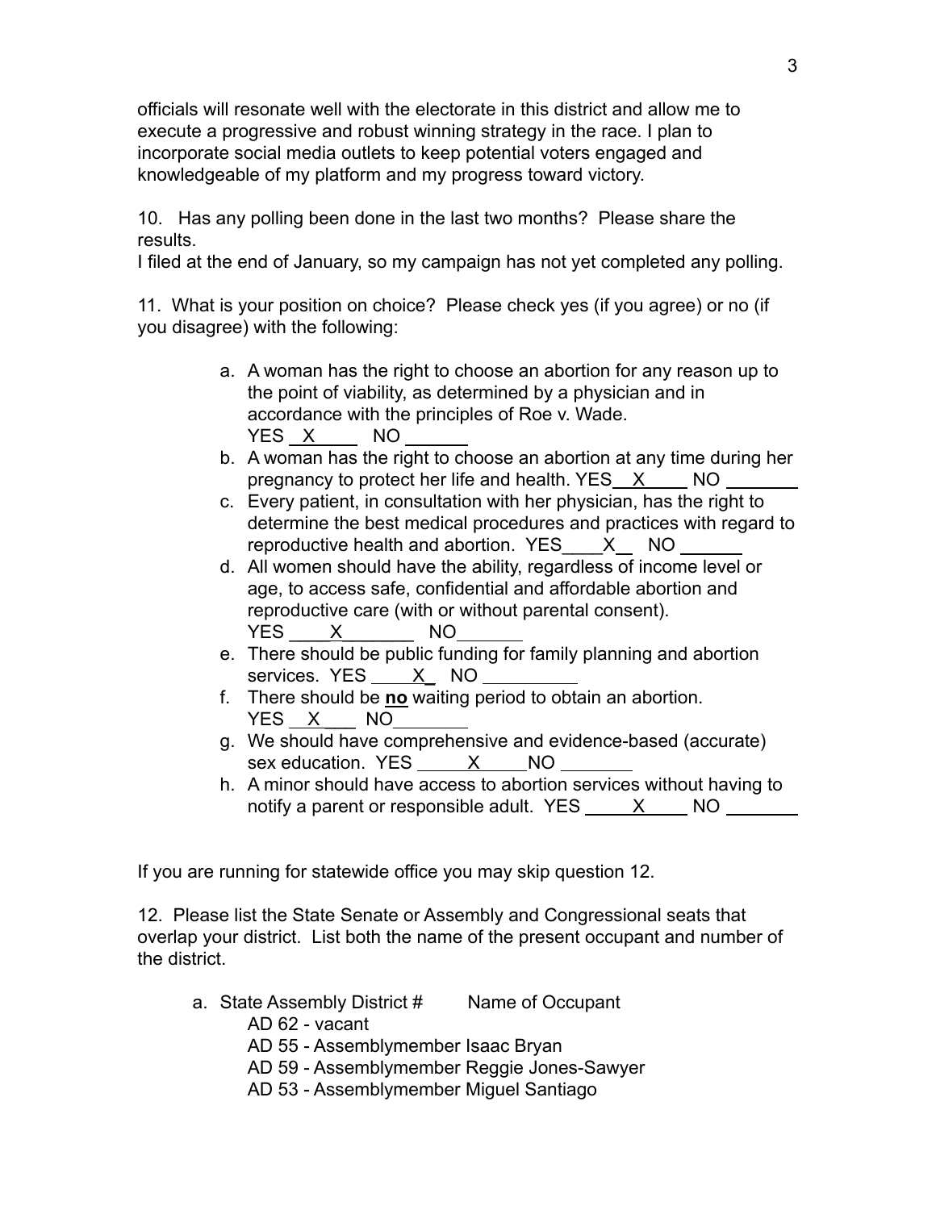officials will resonate well with the electorate in this district and allow me to execute a progressive and robust winning strategy in the race. I plan to incorporate social media outlets to keep potential voters engaged and knowledgeable of my platform and my progress toward victory.

10. Has any polling been done in the last two months? Please share the results.
I filed at the end of January, so my campaign has not yet completed any polling.

11. What is your position on choice? Please check yes (if you agree) or no (if you disagree) with the following:

a. A woman has the right to choose an abortion for any reason up to the point of viability, as determined by a physician and in accordance with the principles of Roe v. Wade.
   YES __X____ NO ______
b. A woman has the right to choose an abortion at any time during her pregnancy to protect her life and health. YES__X____ NO _______
c. Every patient, in consultation with her physician, has the right to determine the best medical procedures and practices with regard to reproductive health and abortion. YES____X__ NO ______
d. All women should have the ability, regardless of income level or age, to access safe, confidential and affordable abortion and reproductive care (with or without parental consent).
   YES ____X_______ NO______
e. There should be public funding for family planning and abortion services. YES ____X_ NO _________
f. There should be **no** waiting period to obtain an abortion.
   YES __X___ NO_______
g. We should have comprehensive and evidence-based (accurate) sex education. YES _____X_____NO _______
h. A minor should have access to abortion services without having to notify a parent or responsible adult. YES _____X_____ NO _______

If you are running for statewide office you may skip question 12.

12. Please list the State Senate or Assembly and Congressional seats that overlap your district. List both the name of the present occupant and number of the district.

a. State Assembly District # Name of Occupant
   AD 62 - vacant
   AD 55 - Assemblymember Isaac Bryan
   AD 59 - Assemblymember Reggie Jones-Sawyer
   AD 53 - Assemblymember Miguel Santiago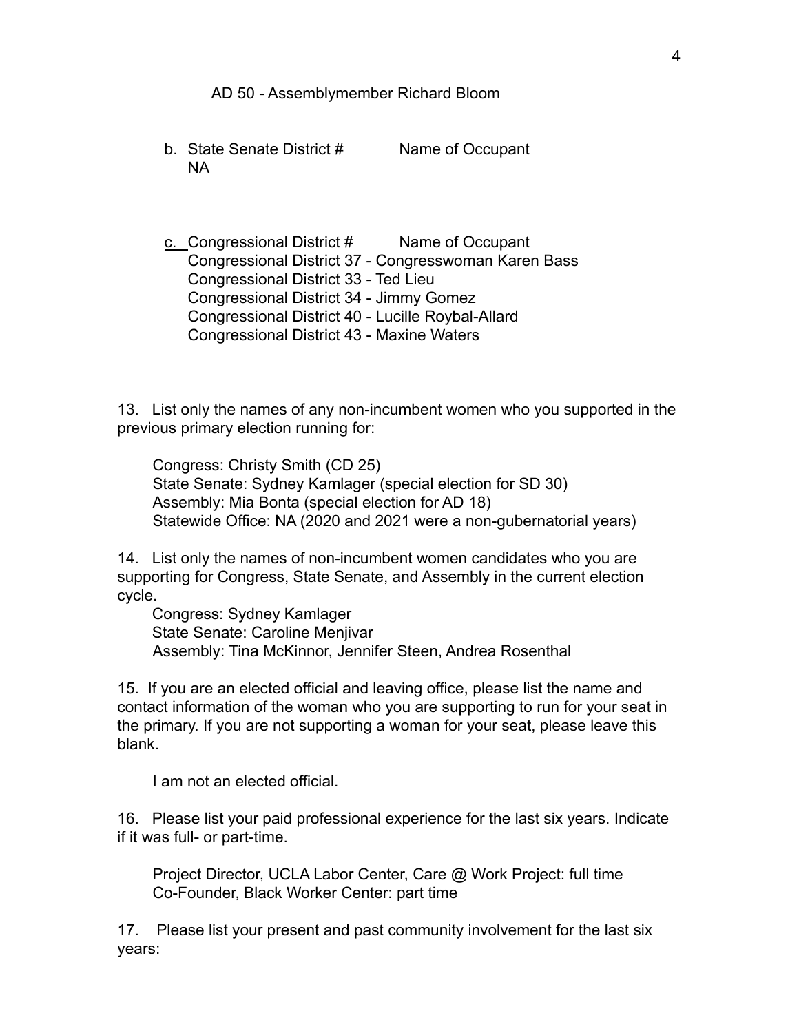AD 50 - Assemblymember Richard Bloom

b. State Senate District # Name of Occupant
   NA

c. Congressional District # Name of Occupant
   Congressional District 37 - Congresswoman Karen Bass
   Congressional District 33 - Ted Lieu
   Congressional District 34 - Jimmy Gomez
   Congressional District 40 - Lucille Roybal-Allard
   Congressional District 43 - Maxine Waters

13. List only the names of any non-incumbent women who you supported in the previous primary election running for:

Congress: Christy Smith (CD 25)
State Senate: Sydney Kamlager (special election for SD 30)
Assembly: Mia Bonta (special election for AD 18)
Statewide Office: NA (2020 and 2021 were a non-gubernatorial years)

14. List only the names of non-incumbent women candidates who you are supporting for Congress, State Senate, and Assembly in the current election cycle.

Congress: Sydney Kamlager
State Senate: Caroline Menjivar
Assembly: Tina McKinnor, Jennifer Steen, Andrea Rosenthal

15. If you are an elected official and leaving office, please list the name and contact information of the woman who you are supporting to run for your seat in the primary. If you are not supporting a woman for your seat, please leave this blank.

I am not an elected official.

16. Please list your paid professional experience for the last six years. Indicate if it was full- or part-time.

Project Director, UCLA Labor Center, Care @ Work Project: full time
Co-Founder, Black Worker Center: part time

17. Please list your present and past community involvement for the last six years: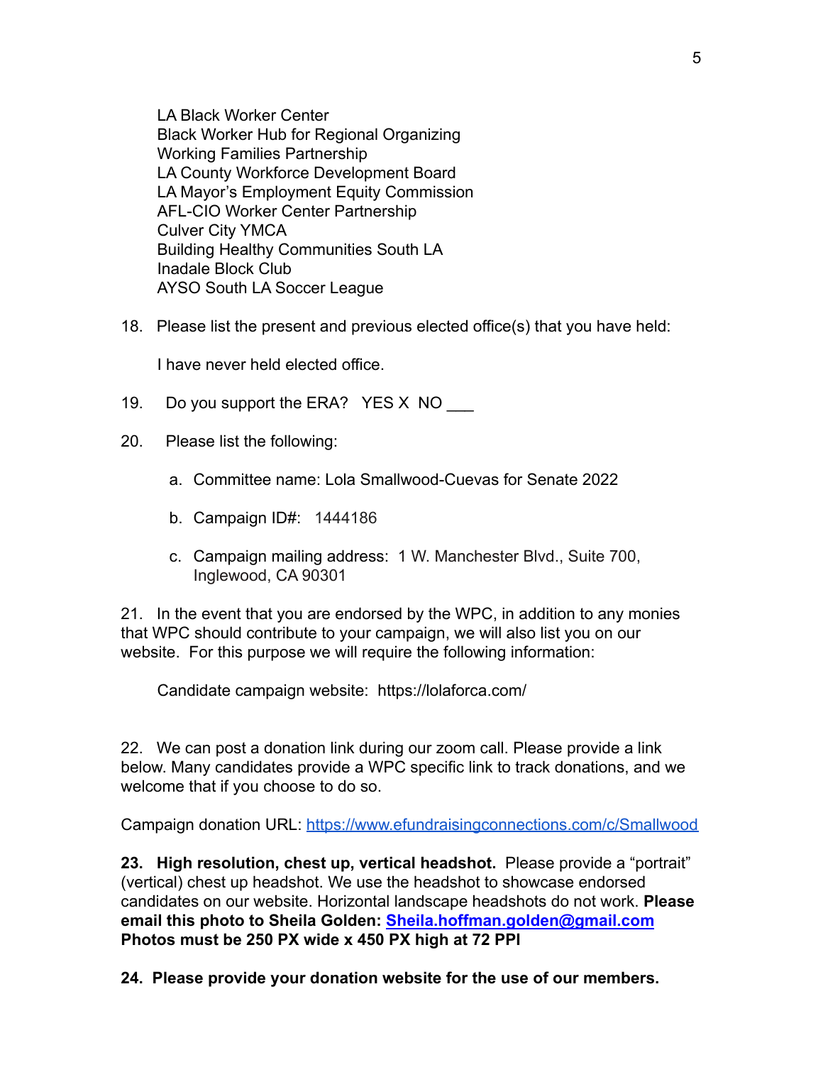LA Black Worker Center
Black Worker Hub for Regional Organizing
Working Families Partnership
LA County Workforce Development Board
LA Mayor's Employment Equity Commission
AFL-CIO Worker Center Partnership
Culver City YMCA
Building Healthy Communities South LA
Inadale Block Club
AYSO South LA Soccer League

18. Please list the present and previous elected office(s) that you have held:

    I have never held elected office.

19. Do you support the ERA? YES X NO ___

20. Please list the following:

    a. Committee name: Lola Smallwood-Cuevas for Senate 2022

    b. Campaign ID#: 1444186

    c. Campaign mailing address: 1 W. Manchester Blvd., Suite 700, Inglewood, CA 90301

21. In the event that you are endorsed by the WPC, in addition to any monies that WPC should contribute to your campaign, we will also list you on our website. For this purpose we will require the following information:

    Candidate campaign website: https://lolaforca.com/

22. We can post a donation link during our zoom call. Please provide a link below. Many candidates provide a WPC specific link to track donations, and we welcome that if you choose to do so.

Campaign donation URL: https://www.efundraisingconnections.com/c/Smallwood

**23. High resolution, chest up, vertical headshot.** Please provide a "portrait" (vertical) chest up headshot. We use the headshot to showcase endorsed candidates on our website. Horizontal landscape headshots do not work. **Please email this photo to Sheila Golden: Sheila.hoffman.golden@gmail.com Photos must be 250 PX wide x 450 PX high at 72 PPI**

**24. Please provide your donation website for the use of our members.**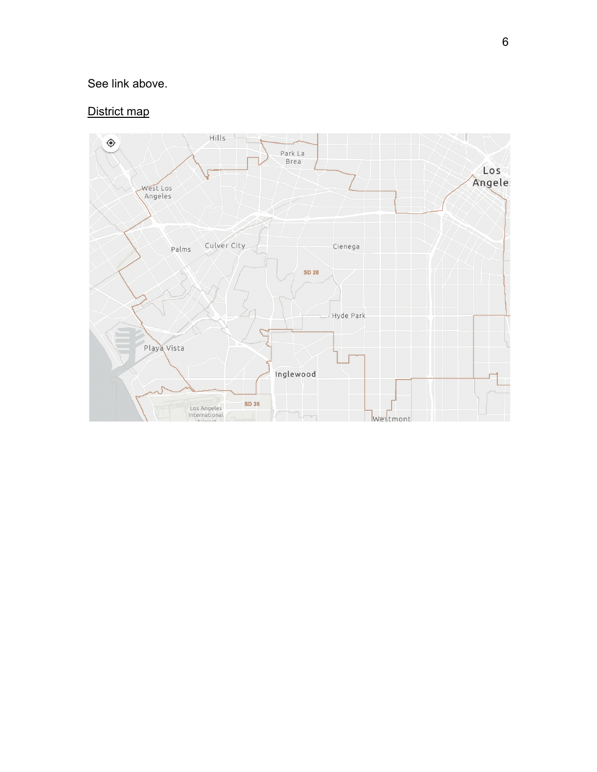See link above.

District map

Hills
Park La Brea
Los Angele
West Los Angeles
Palms
Culver City
Cienega
SD 28
Hyde Park
Playa Vista
Inglewood
SD 35
Los Angeles International Airport
Westmont